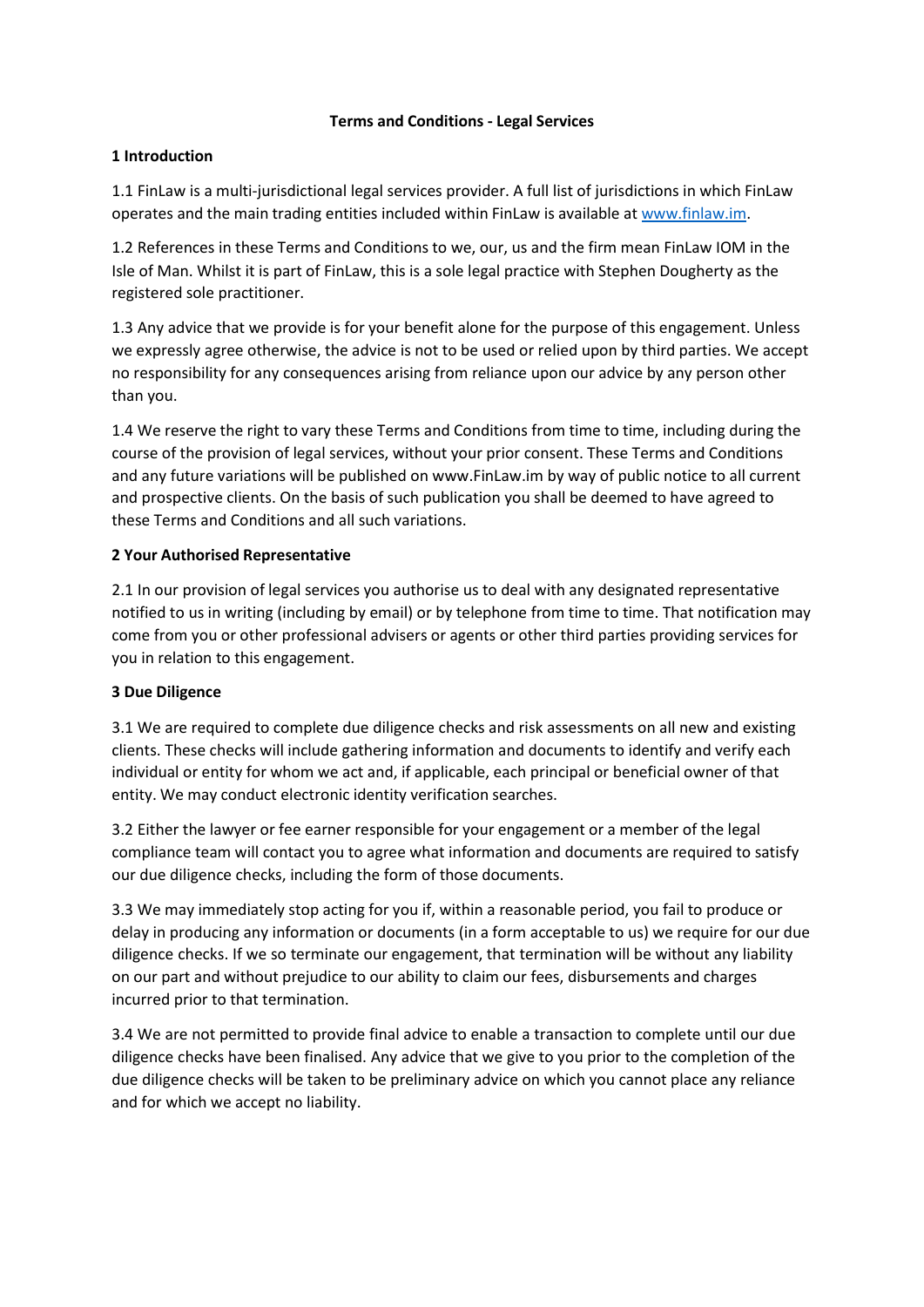# Terms and Conditions - Legal Services

## 1 Introduction

1.1 FinLaw is a multi-jurisdictional legal services provider. A full list of jurisdictions in which FinLaw operates and the main trading entities included within FinLaw is available at [www.finlaw.im](http://www.finlaw.im).

1.2 References in these Terms and Conditions to we, our, us and the firm mean FinLaw IOM in the Isle of Man. Whilst it is part of FinLaw, this is a sole legal practice with Stephen Dougherty as the registered sole practitioner.

1.3 Any advice that we provide is for your benefit alone for the purpose of this engagement. Unless we expressly agree otherwise, the advice is not to be used or relied upon by third parties. We accept no responsibility for any consequences arising from reliance upon our advice by any person other than you.

1.4 We reserve the right to vary these Terms and Conditions from time to time, including during the course of the provision of legal services, without your prior consent. These Terms and Conditions and any future variations will be published on www.FinLaw.im by way of public notice to all current and prospective clients. On the basis of such publication you shall be deemed to have agreed to these Terms and Conditions and all such variations.

## 2 Your Authorised Representative

2.1 In our provision of legal services you authorise us to deal with any designated representative notified to us in writing (including by email) or by telephone from time to time. That notification may come from you or other professional advisers or agents or other third parties providing services for you in relation to this engagement.

## 3 Due Diligence

3.1 We are required to complete due diligence checks and risk assessments on all new and existing clients. These checks will include gathering information and documents to identify and verify each individual or entity for whom we act and, if applicable, each principal or beneficial owner of that entity. We may conduct electronic identity verification searches.

3.2 Either the lawyer or fee earner responsible for your engagement or a member of the legal compliance team will contact you to agree what information and documents are required to satisfy our due diligence checks, including the form of those documents.

3.3 We may immediately stop acting for you if, within a reasonable period, you fail to produce or delay in producing any information or documents (in a form acceptable to us) we require for our due diligence checks. If we so terminate our engagement, that termination will be without any liability on our part and without prejudice to our ability to claim our fees, disbursements and charges incurred prior to that termination.

3.4 We are not permitted to provide final advice to enable a transaction to complete until our due diligence checks have been finalised. Any advice that we give to you prior to the completion of the due diligence checks will be taken to be preliminary advice on which you cannot place any reliance and for which we accept no liability.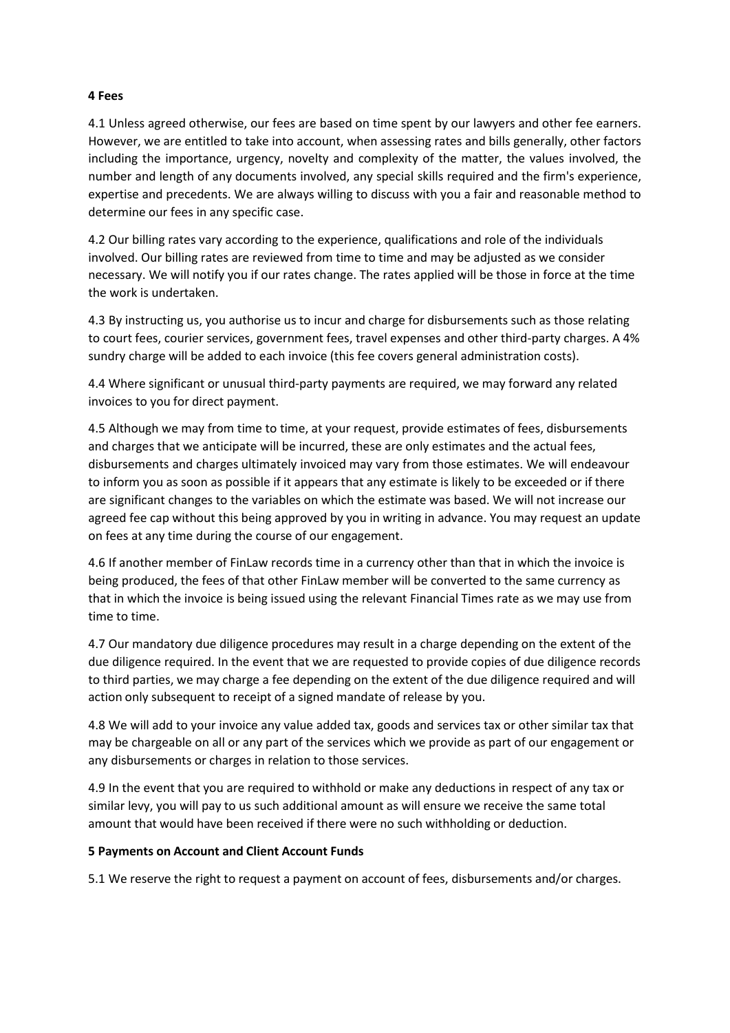**4 Fees**

4.1 Unless agreed otherwise, our fees are based on time spent by our lawyers and other fee earners. However, we are entitled to take into account, when assessing rates and bills generally, other factors including the importance, urgency, novelty and complexity of the matter, the values involved, the number and length of any documents involved, any special skills required and the firm's experience, expertise and precedents. We are always willing to discuss with you a fair and reasonable method to determine our fees in any specific case.

4.2 Our billing rates vary according to the experience, qualifications and role of the individuals involved. Our billing rates are reviewed from time to time and may be adjusted as we consider necessary. We will notify you if our rates change. The rates applied will be those in force at the time the work is undertaken.

4.3 By instructing us, you authorise us to incur and charge for disbursements such as those relating to court fees, courier services, government fees, travel expenses and other third-party charges. A 4% sundry charge will be added to each invoice (this fee covers general administration costs).

4.4 Where significant or unusual third-party payments are required, we may forward any related invoices to you for direct payment.

4.5 Although we may from time to time, at your request, provide estimates of fees, disbursements and charges that we anticipate will be incurred, these are only estimates and the actual fees, disbursements and charges ultimately invoiced may vary from those estimates. We will endeavour to inform you as soon as possible if it appears that any estimate is likely to be exceeded or if there are significant changes to the variables on which the estimate was based. We will not increase our agreed fee cap without this being approved by you in writing in advance. You may request an update on fees at any time during the course of our engagement.

4.6 If another member of FinLaw records time in a currency other than that in which the invoice is being produced, the fees of that other FinLaw member will be converted to the same currency as that in which the invoice is being issued using the relevant Financial Times rate as we may use from time to time.

4.7 Our mandatory due diligence procedures may result in a charge depending on the extent of the due diligence required. In the event that we are requested to provide copies of due diligence records to third parties, we may charge a fee depending on the extent of the due diligence required and will action only subsequent to receipt of a signed mandate of release by you.

4.8 We will add to your invoice any value added tax, goods and services tax or other similar tax that may be chargeable on all or any part of the services which we provide as part of our engagement or any disbursements or charges in relation to those services.

4.9 In the event that you are required to withhold or make any deductions in respect of any tax or similar levy, you will pay to us such additional amount as will ensure we receive the same total amount that would have been received if there were no such withholding or deduction.

**5 Payments on Account and Client Account Funds**

5.1 We reserve the right to request a payment on account of fees, disbursements and/or charges.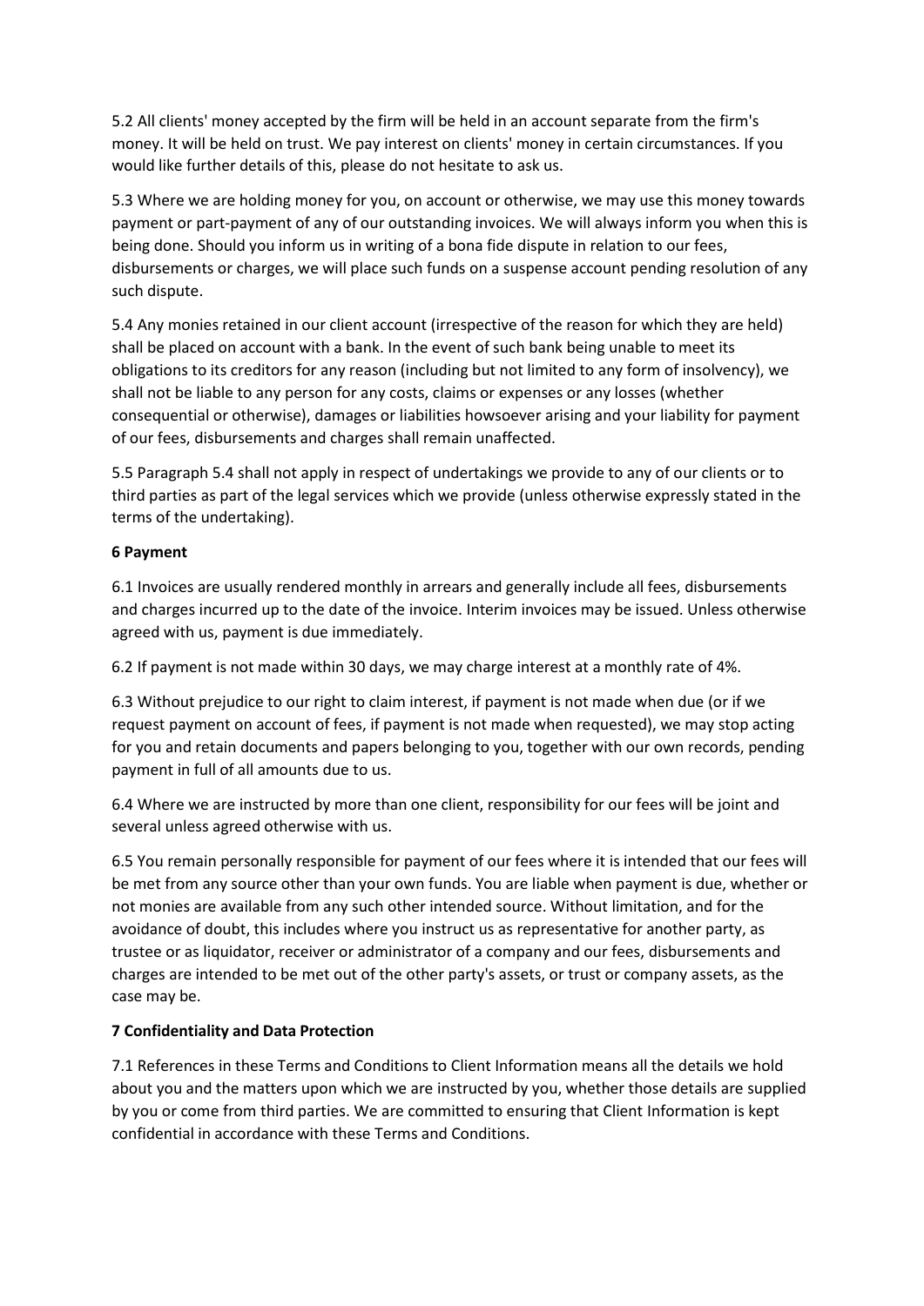5.2 All clients' money accepted by the firm will be held in an account separate from the firm's money. It will be held on trust. We pay interest on clients' money in certain circumstances. If you would like further details of this, please do not hesitate to ask us.

5.3 Where we are holding money for you, on account or otherwise, we may use this money towards payment or part-payment of any of our outstanding invoices. We will always inform you when this is being done. Should you inform us in writing of a bona fide dispute in relation to our fees, disbursements or charges, we will place such funds on a suspense account pending resolution of any such dispute.

5.4 Any monies retained in our client account (irrespective of the reason for which they are held) shall be placed on account with a bank. In the event of such bank being unable to meet its obligations to its creditors for any reason (including but not limited to any form of insolvency), we shall not be liable to any person for any costs, claims or expenses or any losses (whether consequential or otherwise), damages or liabilities howsoever arising and your liability for payment of our fees, disbursements and charges shall remain unaffected.

5.5 Paragraph 5.4 shall not apply in respect of undertakings we provide to any of our clients or to third parties as part of the legal services which we provide (unless otherwise expressly stated in the terms of the undertaking).

**6 Payment**

6.1 Invoices are usually rendered monthly in arrears and generally include all fees, disbursements and charges incurred up to the date of the invoice. Interim invoices may be issued. Unless otherwise agreed with us, payment is due immediately.

6.2 If payment is not made within 30 days, we may charge interest at a monthly rate of 4%.

6.3 Without prejudice to our right to claim interest, if payment is not made when due (or if we request payment on account of fees, if payment is not made when requested), we may stop acting for you and retain documents and papers belonging to you, together with our own records, pending payment in full of all amounts due to us.

6.4 Where we are instructed by more than one client, responsibility for our fees will be joint and several unless agreed otherwise with us.

6.5 You remain personally responsible for payment of our fees where it is intended that our fees will be met from any source other than your own funds. You are liable when payment is due, whether or not monies are available from any such other intended source. Without limitation, and for the avoidance of doubt, this includes where you instruct us as representative for another party, as trustee or as liquidator, receiver or administrator of a company and our fees, disbursements and charges are intended to be met out of the other party's assets, or trust or company assets, as the case may be.

**7 Confidentiality and Data Protection**

7.1 References in these Terms and Conditions to Client Information means all the details we hold about you and the matters upon which we are instructed by you, whether those details are supplied by you or come from third parties. We are committed to ensuring that Client Information is kept confidential in accordance with these Terms and Conditions.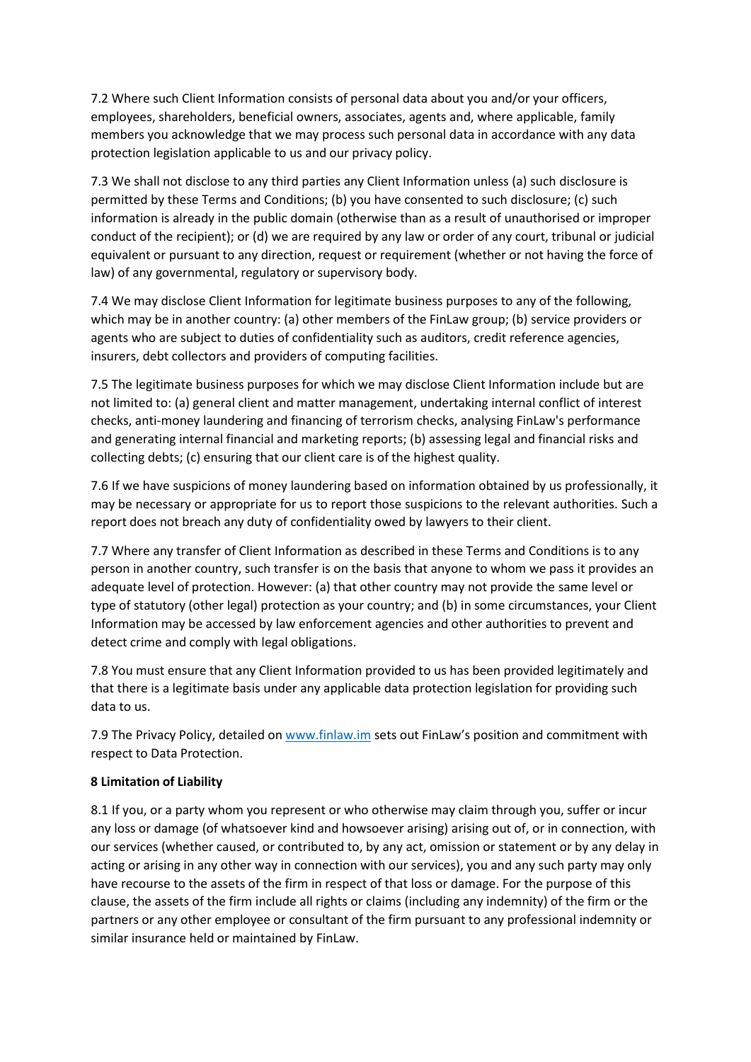7.2 Where such Client Information consists of personal data about you and/or your officers, employees, shareholders, beneficial owners, associates, agents and, where applicable, family members you acknowledge that we may process such personal data in accordance with any data protection legislation applicable to us and our privacy policy.

7.3 We shall not disclose to any third parties any Client Information unless (a) such disclosure is permitted by these Terms and Conditions; (b) you have consented to such disclosure; (c) such information is already in the public domain (otherwise than as a result of unauthorised or improper conduct of the recipient); or (d) we are required by any law or order of any court, tribunal or judicial equivalent or pursuant to any direction, request or requirement (whether or not having the force of law) of any governmental, regulatory or supervisory body.

7.4 We may disclose Client Information for legitimate business purposes to any of the following, which may be in another country: (a) other members of the FinLaw group; (b) service providers or agents who are subject to duties of confidentiality such as auditors, credit reference agencies, insurers, debt collectors and providers of computing facilities.

7.5 The legitimate business purposes for which we may disclose Client Information include but are not limited to: (a) general client and matter management, undertaking internal conflict of interest checks, anti-money laundering and financing of terrorism checks, analysing FinLaw's performance and generating internal financial and marketing reports; (b) assessing legal and financial risks and collecting debts; (c) ensuring that our client care is of the highest quality.

7.6 If we have suspicions of money laundering based on information obtained by us professionally, it may be necessary or appropriate for us to report those suspicions to the relevant authorities. Such a report does not breach any duty of confidentiality owed by lawyers to their client.

7.7 Where any transfer of Client Information as described in these Terms and Conditions is to any person in another country, such transfer is on the basis that anyone to whom we pass it provides an adequate level of protection. However: (a) that other country may not provide the same level or type of statutory (other legal) protection as your country; and (b) in some circumstances, your Client Information may be accessed by law enforcement agencies and other authorities to prevent and detect crime and comply with legal obligations.

7.8 You must ensure that any Client Information provided to us has been provided legitimately and that there is a legitimate basis under any applicable data protection legislation for providing such data to us.

7.9 The Privacy Policy, detailed on [www.finlaw.im](http://www.finlaw.im) sets out FinLaw's position and commitment with respect to Data Protection.

**8 Limitation of Liability**

8.1 If you, or a party whom you represent or who otherwise may claim through you, suffer or incur any loss or damage (of whatsoever kind and howsoever arising) arising out of, or in connection, with our services (whether caused, or contributed to, by any act, omission or statement or by any delay in acting or arising in any other way in connection with our services), you and any such party may only have recourse to the assets of the firm in respect of that loss or damage. For the purpose of this clause, the assets of the firm include all rights or claims (including any indemnity) of the firm or the partners or any other employee or consultant of the firm pursuant to any professional indemnity or similar insurance held or maintained by FinLaw.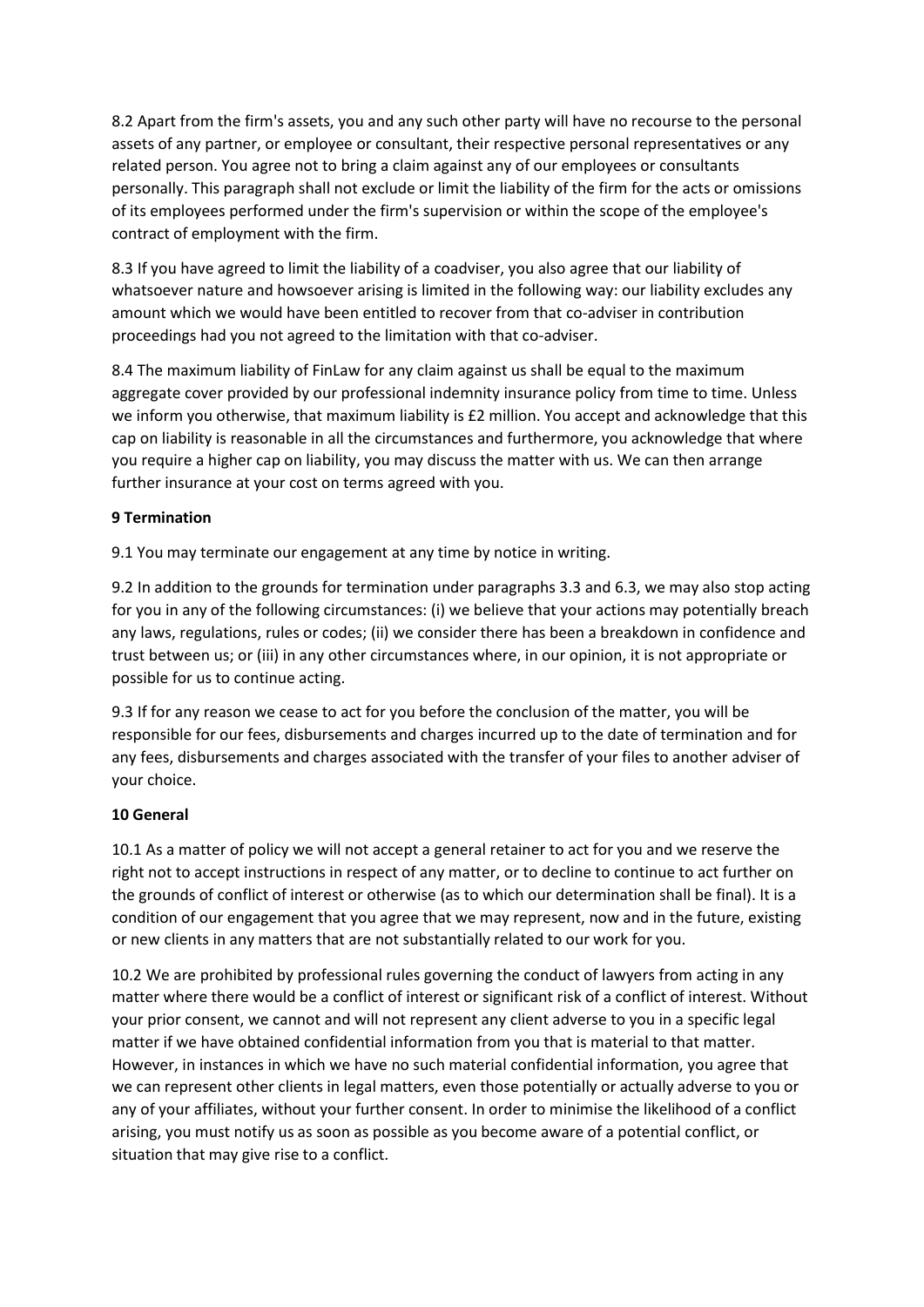8.2 Apart from the firm's assets, you and any such other party will have no recourse to the personal assets of any partner, or employee or consultant, their respective personal representatives or any related person. You agree not to bring a claim against any of our employees or consultants personally. This paragraph shall not exclude or limit the liability of the firm for the acts or omissions of its employees performed under the firm's supervision or within the scope of the employee's contract of employment with the firm.

8.3 If you have agreed to limit the liability of a coadviser, you also agree that our liability of whatsoever nature and howsoever arising is limited in the following way: our liability excludes any amount which we would have been entitled to recover from that co-adviser in contribution proceedings had you not agreed to the limitation with that co-adviser.

8.4 The maximum liability of FinLaw for any claim against us shall be equal to the maximum aggregate cover provided by our professional indemnity insurance policy from time to time. Unless we inform you otherwise, that maximum liability is £2 million. You accept and acknowledge that this cap on liability is reasonable in all the circumstances and furthermore, you acknowledge that where you require a higher cap on liability, you may discuss the matter with us. We can then arrange further insurance at your cost on terms agreed with you.

**9 Termination**

9.1 You may terminate our engagement at any time by notice in writing.

9.2 In addition to the grounds for termination under paragraphs 3.3 and 6.3, we may also stop acting for you in any of the following circumstances: (i) we believe that your actions may potentially breach any laws, regulations, rules or codes; (ii) we consider there has been a breakdown in confidence and trust between us; or (iii) in any other circumstances where, in our opinion, it is not appropriate or possible for us to continue acting.

9.3 If for any reason we cease to act for you before the conclusion of the matter, you will be responsible for our fees, disbursements and charges incurred up to the date of termination and for any fees, disbursements and charges associated with the transfer of your files to another adviser of your choice.

**10 General**

10.1 As a matter of policy we will not accept a general retainer to act for you and we reserve the right not to accept instructions in respect of any matter, or to decline to continue to act further on the grounds of conflict of interest or otherwise (as to which our determination shall be final). It is a condition of our engagement that you agree that we may represent, now and in the future, existing or new clients in any matters that are not substantially related to our work for you.

10.2 We are prohibited by professional rules governing the conduct of lawyers from acting in any matter where there would be a conflict of interest or significant risk of a conflict of interest. Without your prior consent, we cannot and will not represent any client adverse to you in a specific legal matter if we have obtained confidential information from you that is material to that matter. However, in instances in which we have no such material confidential information, you agree that we can represent other clients in legal matters, even those potentially or actually adverse to you or any of your affiliates, without your further consent. In order to minimise the likelihood of a conflict arising, you must notify us as soon as possible as you become aware of a potential conflict, or situation that may give rise to a conflict.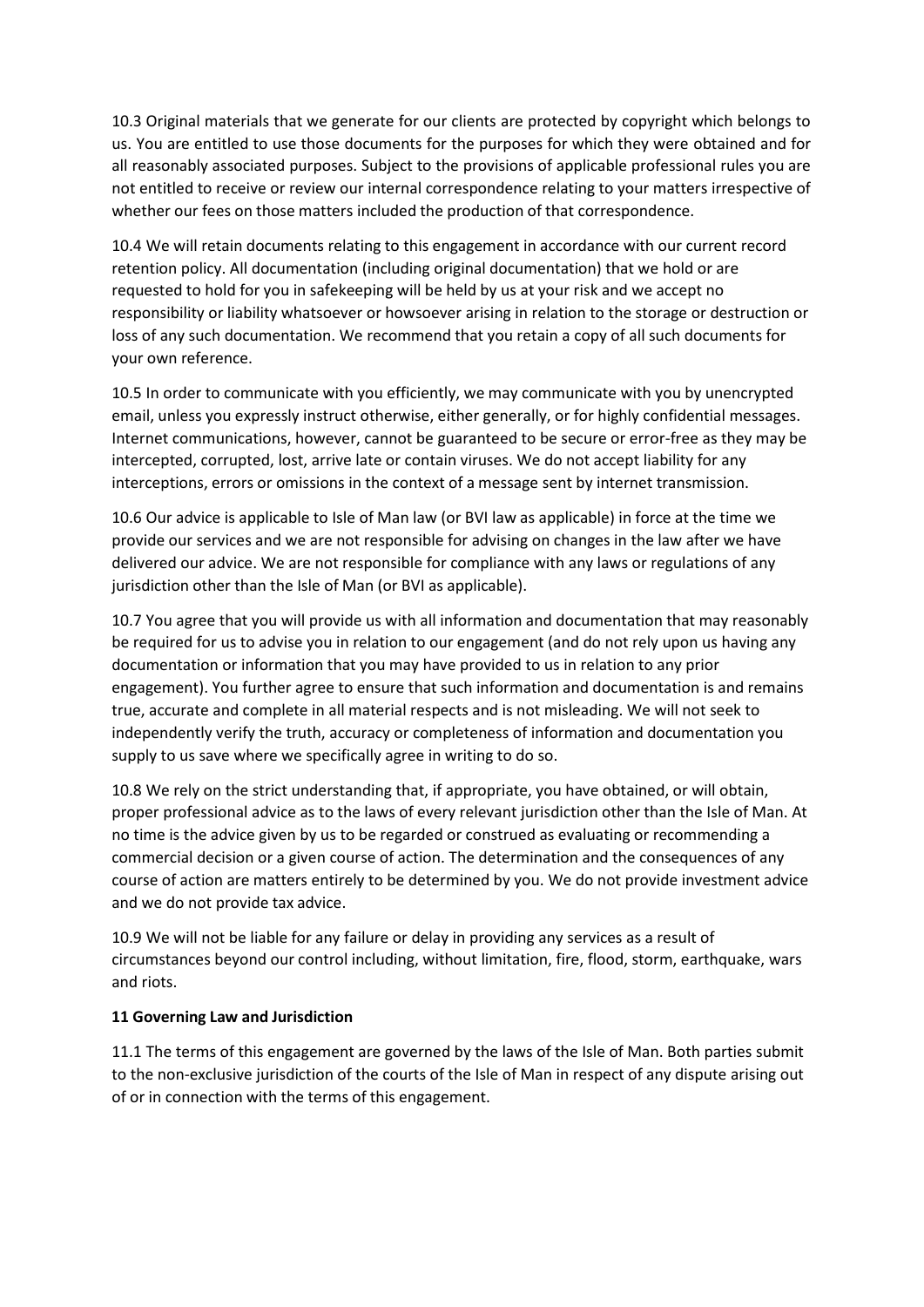10.3 Original materials that we generate for our clients are protected by copyright which belongs to us. You are entitled to use those documents for the purposes for which they were obtained and for all reasonably associated purposes. Subject to the provisions of applicable professional rules you are not entitled to receive or review our internal correspondence relating to your matters irrespective of whether our fees on those matters included the production of that correspondence.

10.4 We will retain documents relating to this engagement in accordance with our current record retention policy. All documentation (including original documentation) that we hold or are requested to hold for you in safekeeping will be held by us at your risk and we accept no responsibility or liability whatsoever or howsoever arising in relation to the storage or destruction or loss of any such documentation. We recommend that you retain a copy of all such documents for your own reference.

10.5 In order to communicate with you efficiently, we may communicate with you by unencrypted email, unless you expressly instruct otherwise, either generally, or for highly confidential messages. Internet communications, however, cannot be guaranteed to be secure or error-free as they may be intercepted, corrupted, lost, arrive late or contain viruses. We do not accept liability for any interceptions, errors or omissions in the context of a message sent by internet transmission.

10.6 Our advice is applicable to Isle of Man law (or BVI law as applicable) in force at the time we provide our services and we are not responsible for advising on changes in the law after we have delivered our advice. We are not responsible for compliance with any laws or regulations of any jurisdiction other than the Isle of Man (or BVI as applicable).

10.7 You agree that you will provide us with all information and documentation that may reasonably be required for us to advise you in relation to our engagement (and do not rely upon us having any documentation or information that you may have provided to us in relation to any prior engagement). You further agree to ensure that such information and documentation is and remains true, accurate and complete in all material respects and is not misleading. We will not seek to independently verify the truth, accuracy or completeness of information and documentation you supply to us save where we specifically agree in writing to do so.

10.8 We rely on the strict understanding that, if appropriate, you have obtained, or will obtain, proper professional advice as to the laws of every relevant jurisdiction other than the Isle of Man. At no time is the advice given by us to be regarded or construed as evaluating or recommending a commercial decision or a given course of action. The determination and the consequences of any course of action are matters entirely to be determined by you. We do not provide investment advice and we do not provide tax advice.

10.9 We will not be liable for any failure or delay in providing any services as a result of circumstances beyond our control including, without limitation, fire, flood, storm, earthquake, wars and riots.

**11 Governing Law and Jurisdiction**

11.1 The terms of this engagement are governed by the laws of the Isle of Man. Both parties submit to the non-exclusive jurisdiction of the courts of the Isle of Man in respect of any dispute arising out of or in connection with the terms of this engagement.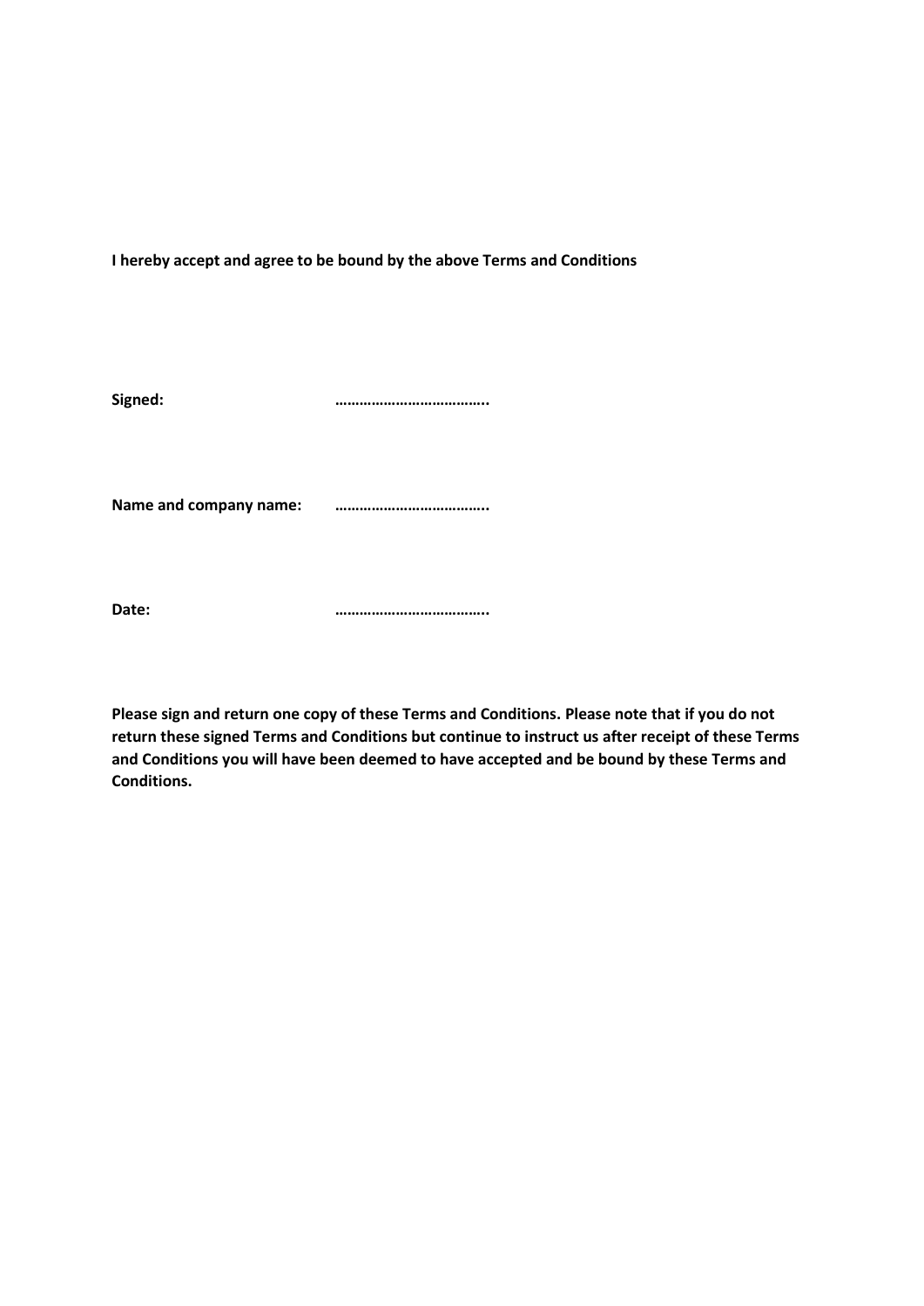**I hereby accept and agree to be bound by the above Terms and Conditions**

**Signed:** ………………………………..

**Name and company name:** ………………………………..

**Date:** ………………………………..

**Please sign and return one copy of these Terms and Conditions. Please note that if you do not return these signed Terms and Conditions but continue to instruct us after receipt of these Terms and Conditions you will have been deemed to have accepted and be bound by these Terms and Conditions.**